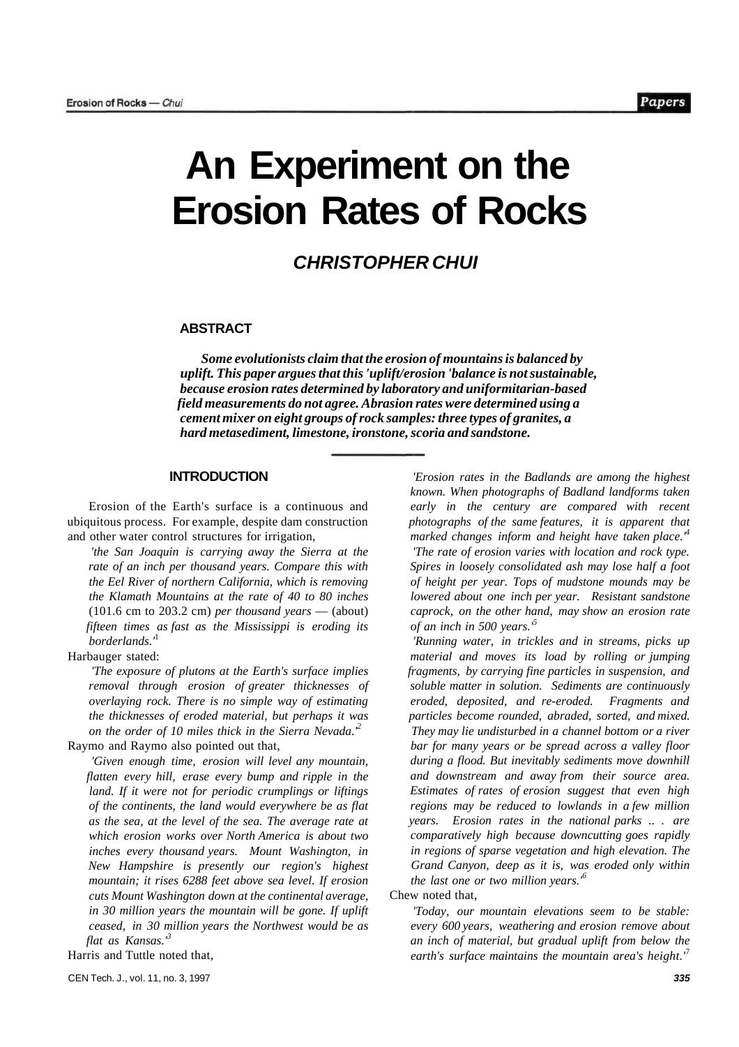# An Experiment on the Erosion Rates of Rocks

## CHRISTOPHER CHUI

### ABSTRACT

***Some evolutionists claim that the erosion of mountains is balanced by uplift. This paper argues that this 'uplift/erosion 'balance is not sustainable, because erosion rates determined by laboratory and uniformitarian-based field measurements do not agree. Abrasion rates were determined using a cement mixer on eight groups of rock samples: three types of granites, a hard metasediment, limestone, ironstone, scoria and sandstone.***

### INTRODUCTION

Erosion of the Earth's surface is a continuous and ubiquitous process. For example, despite dam construction and other water control structures for irrigation,

> *'the San Joaquin is carrying away the Sierra at the rate of an inch per thousand years. Compare this with the Eel River of northern California, which is removing the Klamath Mountains at the rate of 40 to 80 inches* (101.6 cm to 203.2 cm) *per thousand years* — (about) *fifteen times as fast as the Mississippi is eroding its borderlands.'*[1]

Harbauger stated:

> *'The exposure of plutons at the Earth's surface implies removal through erosion of greater thicknesses of overlaying rock. There is no simple way of estimating the thicknesses of eroded material, but perhaps it was on the order of 10 miles thick in the Sierra Nevada.'*[2]

Raymo and Raymo also pointed out that,

> *'Given enough time, erosion will level any mountain, flatten every hill, erase every bump and ripple in the land. If it were not for periodic crumplings or liftings of the continents, the land would everywhere be as flat as the sea, at the level of the sea. The average rate at which erosion works over North America is about two inches every thousand years. Mount Washington, in New Hampshire is presently our region's highest mountain; it rises 6288 feet above sea level. If erosion cuts Mount Washington down at the continental average, in 30 million years the mountain will be gone. If uplift ceased, in 30 million years the Northwest would be as flat as Kansas.'*[3]

Harris and Tuttle noted that,

> *'Erosion rates in the Badlands are among the highest known. When photographs of Badland landforms taken early in the century are compared with recent photographs of the same features, it is apparent that marked changes inform and height have taken place.'*[4]
>
> *'The rate of erosion varies with location and rock type. Spires in loosely consolidated ash may lose half a foot of height per year. Tops of mudstone mounds may be lowered about one inch per year. Resistant sandstone caprock, on the other hand, may show an erosion rate of an inch in 500 years.'*[5]
>
> *'Running water, in trickles and in streams, picks up material and moves its load by rolling or jumping fragments, by carrying fine particles in suspension, and soluble matter in solution. Sediments are continuously eroded, deposited, and re-eroded. Fragments and particles become rounded, abraded, sorted, and mixed. They may lie undisturbed in a channel bottom or a river bar for many years or be spread across a valley floor during a flood. But inevitably sediments move downhill and downstream and away from their source area. Estimates of rates of erosion suggest that even high regions may be reduced to lowlands in a few million years. Erosion rates in the national parks .. . are comparatively high because downcutting goes rapidly in regions of sparse vegetation and high elevation. The Grand Canyon, deep as it is, was eroded only within the last one or two million years.'*[6]

Chew noted that,

> *'Today, our mountain elevations seem to be stable: every 600 years, weathering and erosion remove about an inch of material, but gradual uplift from below the earth's surface maintains the mountain area's height.'*[7]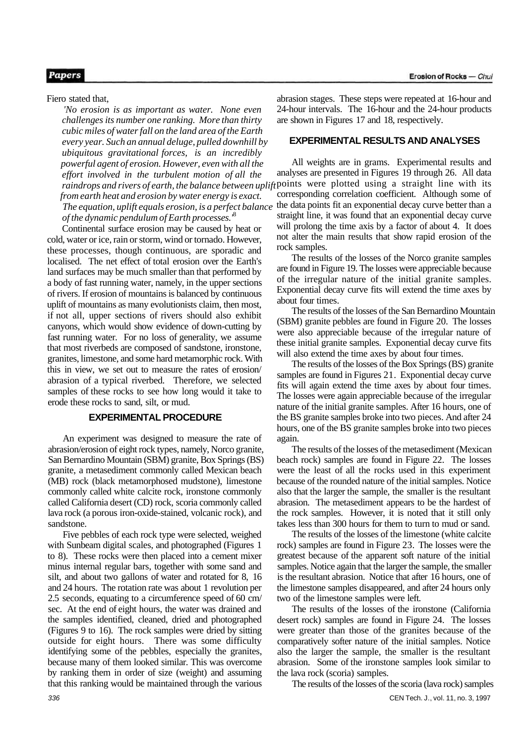Fiero stated that,

> *'No erosion is as important as water. None even challenges its number one ranking. More than thirty cubic miles of water fall on the land area of the Earth every year. Such an annual deluge, pulled downhill by ubiquitous gravitational forces, is an incredibly powerful agent of erosion. However, even with all the effort involved in the turbulent motion of all the raindrops and rivers of earth, the balance between uplift from earth heat and erosion by water energy is exact. The equation, uplift equals erosion, is a perfect balance of the dynamic pendulum of Earth processes.'*[8]

Continental surface erosion may be caused by heat or cold, water or ice, rain or storm, wind or tornado. However, these processes, though continuous, are sporadic and localised. The net effect of total erosion over the Earth's land surfaces may be much smaller than that performed by a body of fast running water, namely, in the upper sections of rivers. If erosion of mountains is balanced by continuous uplift of mountains as many evolutionists claim, then most, if not all, upper sections of rivers should also exhibit canyons, which would show evidence of down-cutting by fast running water. For no loss of generality, we assume that most riverbeds are composed of sandstone, ironstone, granites, limestone, and some hard metamorphic rock. With this in view, we set out to measure the rates of erosion/abrasion of a typical riverbed. Therefore, we selected samples of these rocks to see how long would it take to erode these rocks to sand, silt, or mud.

## EXPERIMENTAL PROCEDURE

An experiment was designed to measure the rate of abrasion/erosion of eight rock types, namely, Norco granite, San Bernardino Mountain (SBM) granite, Box Springs (BS) granite, a metasediment commonly called Mexican beach (MB) rock (black metamorphosed mudstone), limestone commonly called white calcite rock, ironstone commonly called California desert (CD) rock, scoria commonly called lava rock (a porous iron-oxide-stained, volcanic rock), and sandstone.

Five pebbles of each rock type were selected, weighed with Sunbeam digital scales, and photographed (Figures 1 to 8). These rocks were then placed into a cement mixer minus internal regular bars, together with some sand and silt, and about two gallons of water and rotated for 8, 16 and 24 hours. The rotation rate was about 1 revolution per 2.5 seconds, equating to a circumference speed of 60 cm/sec. At the end of eight hours, the water was drained and the samples identified, cleaned, dried and photographed (Figures 9 to 16). The rock samples were dried by sitting outside for eight hours. There was some difficulty identifying some of the pebbles, especially the granites, because many of them looked similar. This was overcome by ranking them in order of size (weight) and assuming that this ranking would be maintained through the various abrasion stages. These steps were repeated at 16-hour and 24-hour intervals. The 16-hour and the 24-hour products are shown in Figures 17 and 18, respectively.

## EXPERIMENTAL RESULTS AND ANALYSES

All weights are in grams. Experimental results and analyses are presented in Figures 19 through 26. All data points were plotted using a straight line with its corresponding correlation coefficient. Although some of the data points fit an exponential decay curve better than a straight line, it was found that an exponential decay curve will prolong the time axis by a factor of about 4. It does not alter the main results that show rapid erosion of the rock samples.

The results of the losses of the Norco granite samples are found in Figure 19. The losses were appreciable because of the irregular nature of the initial granite samples. Exponential decay curve fits will extend the time axes by about four times.

The results of the losses of the San Bernardino Mountain (SBM) granite pebbles are found in Figure 20. The losses were also appreciable because of the irregular nature of these initial granite samples. Exponential decay curve fits will also extend the time axes by about four times.

The results of the losses of the Box Springs (BS) granite samples are found in Figures 21. Exponential decay curve fits will again extend the time axes by about four times. The losses were again appreciable because of the irregular nature of the initial granite samples. After 16 hours, one of the BS granite samples broke into two pieces. And after 24 hours, one of the BS granite samples broke into two pieces again.

The results of the losses of the metasediment (Mexican beach rock) samples are found in Figure 22. The losses were the least of all the rocks used in this experiment because of the rounded nature of the initial samples. Notice also that the larger the sample, the smaller is the resultant abrasion. The metasediment appears to be the hardest of the rock samples. However, it is noted that it still only takes less than 300 hours for them to turn to mud or sand.

The results of the losses of the limestone (white calcite rock) samples are found in Figure 23. The losses were the greatest because of the apparent soft nature of the initial samples. Notice again that the larger the sample, the smaller is the resultant abrasion. Notice that after 16 hours, one of the limestone samples disappeared, and after 24 hours only two of the limestone samples were left.

The results of the losses of the ironstone (California desert rock) samples are found in Figure 24. The losses were greater than those of the granites because of the comparatively softer nature of the initial samples. Notice also the larger the sample, the smaller is the resultant abrasion. Some of the ironstone samples look similar to the lava rock (scoria) samples.

The results of the losses of the scoria (lava rock) samples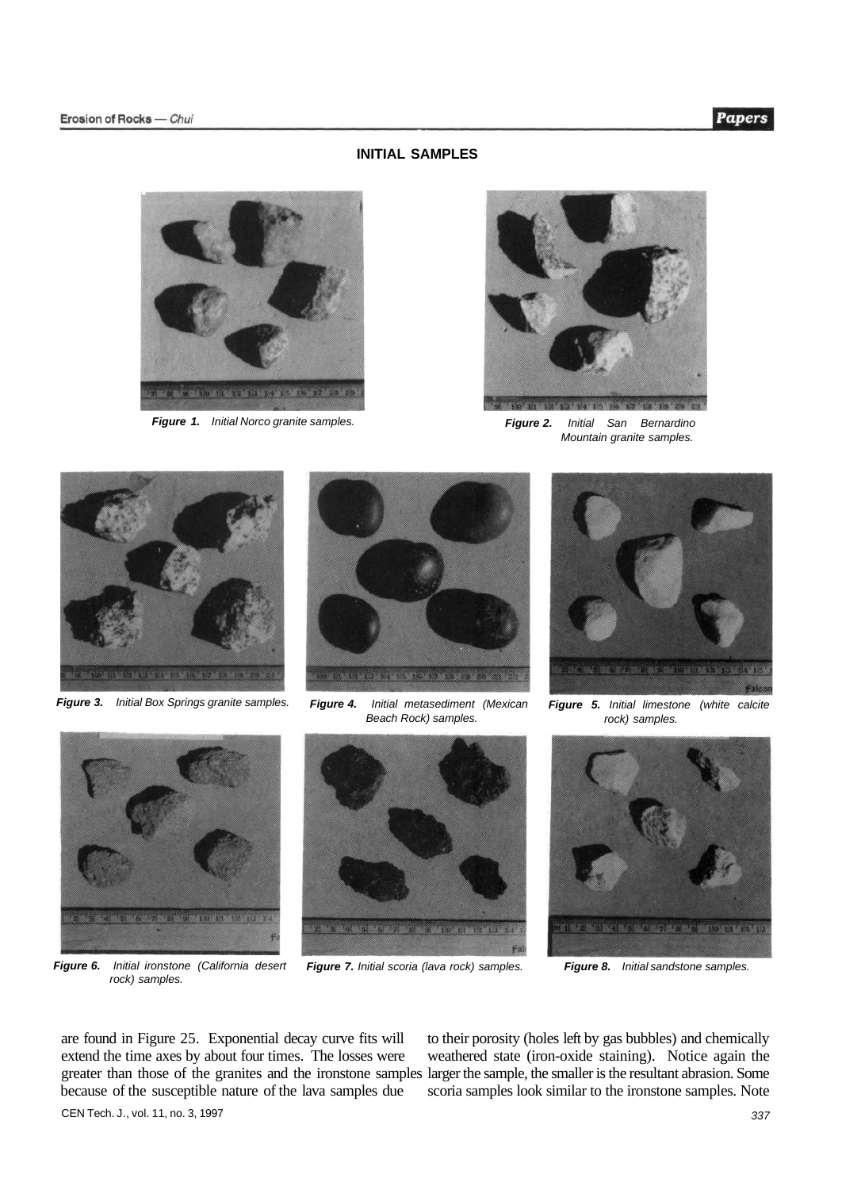## INITIAL SAMPLES

*Figure 1. Initial Norco granite samples.*

*Figure 2. Initial San Bernardino Mountain granite samples.*

*Figure 3. Initial Box Springs granite samples.*

*Figure 4. Initial metasediment (Mexican Beach Rock) samples.*

*Figure 5. Initial limestone (white calcite rock) samples.*

*Figure 6. Initial ironstone (California desert rock) samples.*

*Figure 7. Initial scoria (lava rock) samples.*

*Figure 8. Initial sandstone samples.*

are found in Figure 25. Exponential decay curve fits will extend the time axes by about four times. The losses were greater than those of the granites and the ironstone samples because of the susceptible nature of the lava samples due to their porosity (holes left by gas bubbles) and chemically weathered state (iron-oxide staining). Notice again the larger the sample, the smaller is the resultant abrasion. Some scoria samples look similar to the ironstone samples. Note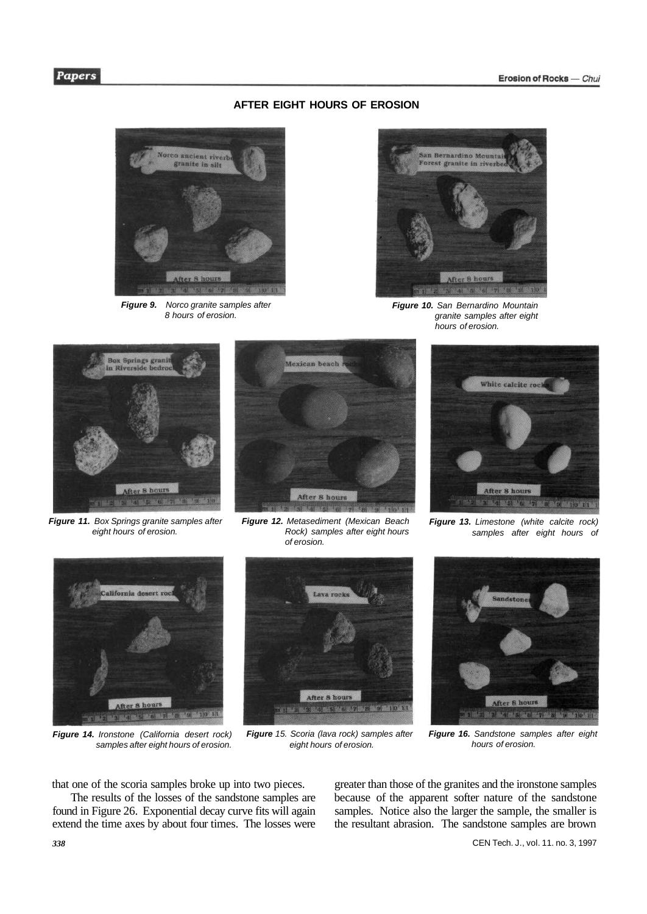## AFTER EIGHT HOURS OF EROSION

***Figure 9.*** *Norco granite samples after 8 hours of erosion.*

***Figure 10.*** *San Bernardino Mountain granite samples after eight hours of erosion.*

***Figure 11.*** *Box Springs granite samples after eight hours of erosion.*

***Figure 12.*** *Metasediment (Mexican Beach Rock) samples after eight hours of erosion.*

***Figure 13.*** *Limestone (white calcite rock) samples after eight hours of*

***Figure 14.*** *Ironstone (California desert rock) samples after eight hours of erosion.*

***Figure** 15. Scoria (lava rock) samples after eight hours of erosion.*

***Figure 16.*** *Sandstone samples after eight hours of erosion.*

that one of the scoria samples broke up into two pieces.

The results of the losses of the sandstone samples are found in Figure 26. Exponential decay curve fits will again extend the time axes by about four times. The losses were greater than those of the granites and the ironstone samples because of the apparent softer nature of the sandstone samples. Notice also the larger the sample, the smaller is the resultant abrasion. The sandstone samples are brown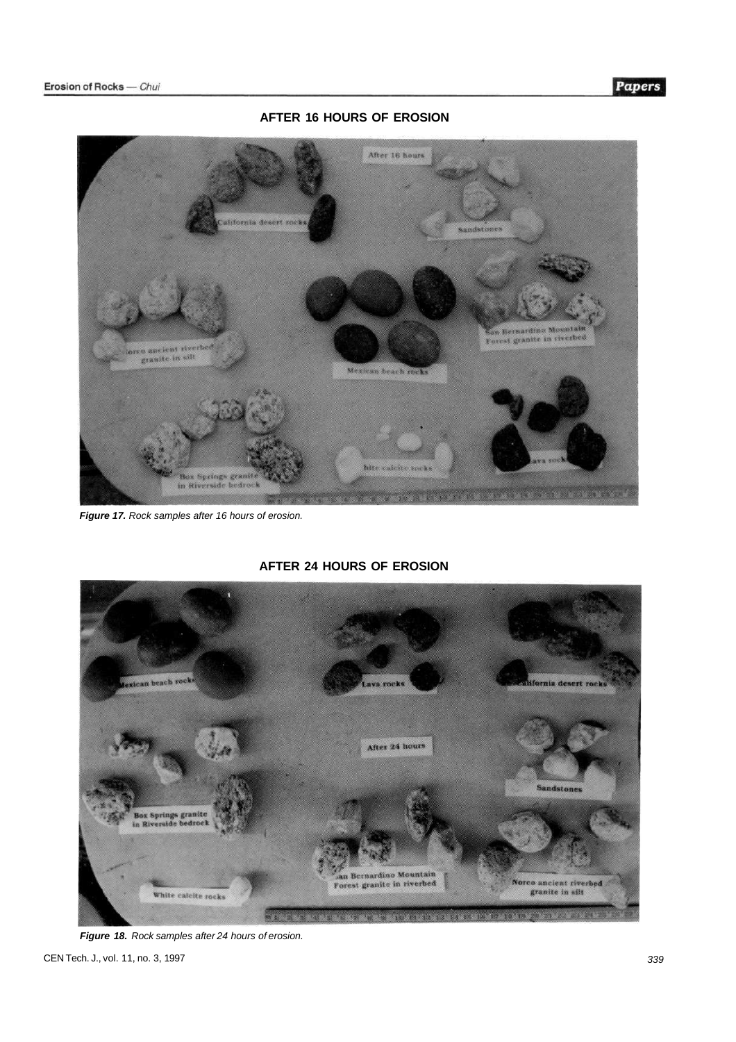**AFTER 16 HOURS OF EROSION**

*Figure 17. Rock samples after 16 hours of erosion.*

**AFTER 24 HOURS OF EROSION**

*Figure 18. Rock samples after 24 hours of erosion.*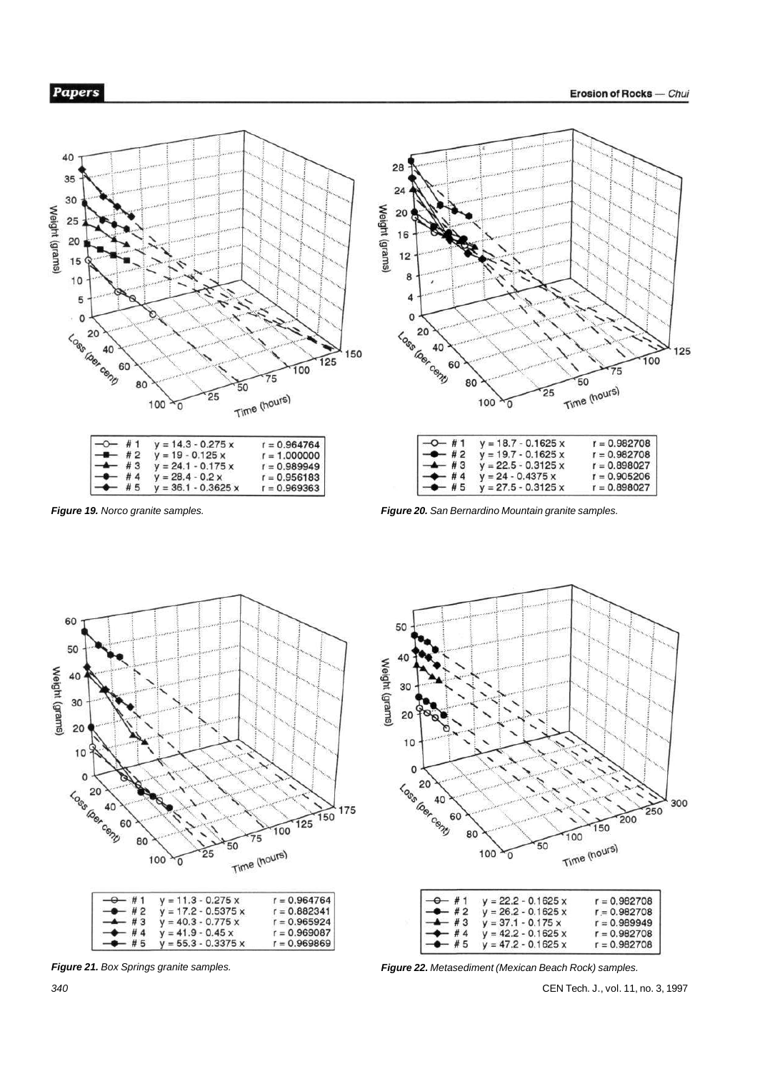| | Equation | r |
|---|---|---|
| #1 | $y = 14.3 - 0.275x$ | r = 0.964764 |
| #2 | $y = 19 - 0.125x$ | r = 1.000000 |
| #3 | $y = 24.1 - 0.175x$ | r = 0.989949 |
| #4 | $y = 28.4 - 0.2x$ | r = 0.956183 |
| #5 | $y = 36.1 - 0.3625x$ | r = 0.969363 |

*Figure 19. Norco granite samples.*

| | Equation | r |
|---|---|---|
| #1 | $y = 18.7 - 0.1625x$ | r = 0.982708 |
| #2 | $y = 19.7 - 0.1625x$ | r = 0.982708 |
| #3 | $y = 22.5 - 0.3125x$ | r = 0.898027 |
| #4 | $y = 24 - 0.4375x$ | r = 0.905206 |
| #5 | $y = 27.5 - 0.3125x$ | r = 0.898027 |

*Figure 20. San Bernardino Mountain granite samples.*

| | Equation | r |
|---|---|---|
| #1 | $y = 11.3 - 0.275x$ | r = 0.964764 |
| #2 | $y = 17.2 - 0.5375x$ | r = 0.882341 |
| #3 | $y = 40.3 - 0.775x$ | r = 0.965924 |
| #4 | $y = 41.9 - 0.45x$ | r = 0.969087 |
| #5 | $y = 55.3 - 0.3375x$ | r = 0.969869 |

*Figure 21. Box Springs granite samples.*

| | Equation | r |
|---|---|---|
| #1 | $y = 22.2 - 0.1625x$ | r = 0.982708 |
| #2 | $y = 26.2 - 0.1625x$ | r = 0.982708 |
| #3 | $y = 37.1 - 0.175x$ | r = 0.989949 |
| #4 | $y = 42.2 - 0.1625x$ | r = 0.982708 |
| #5 | $y = 47.2 - 0.1625x$ | r = 0.982708 |

*Figure 22. Metasediment (Mexican Beach Rock) samples.*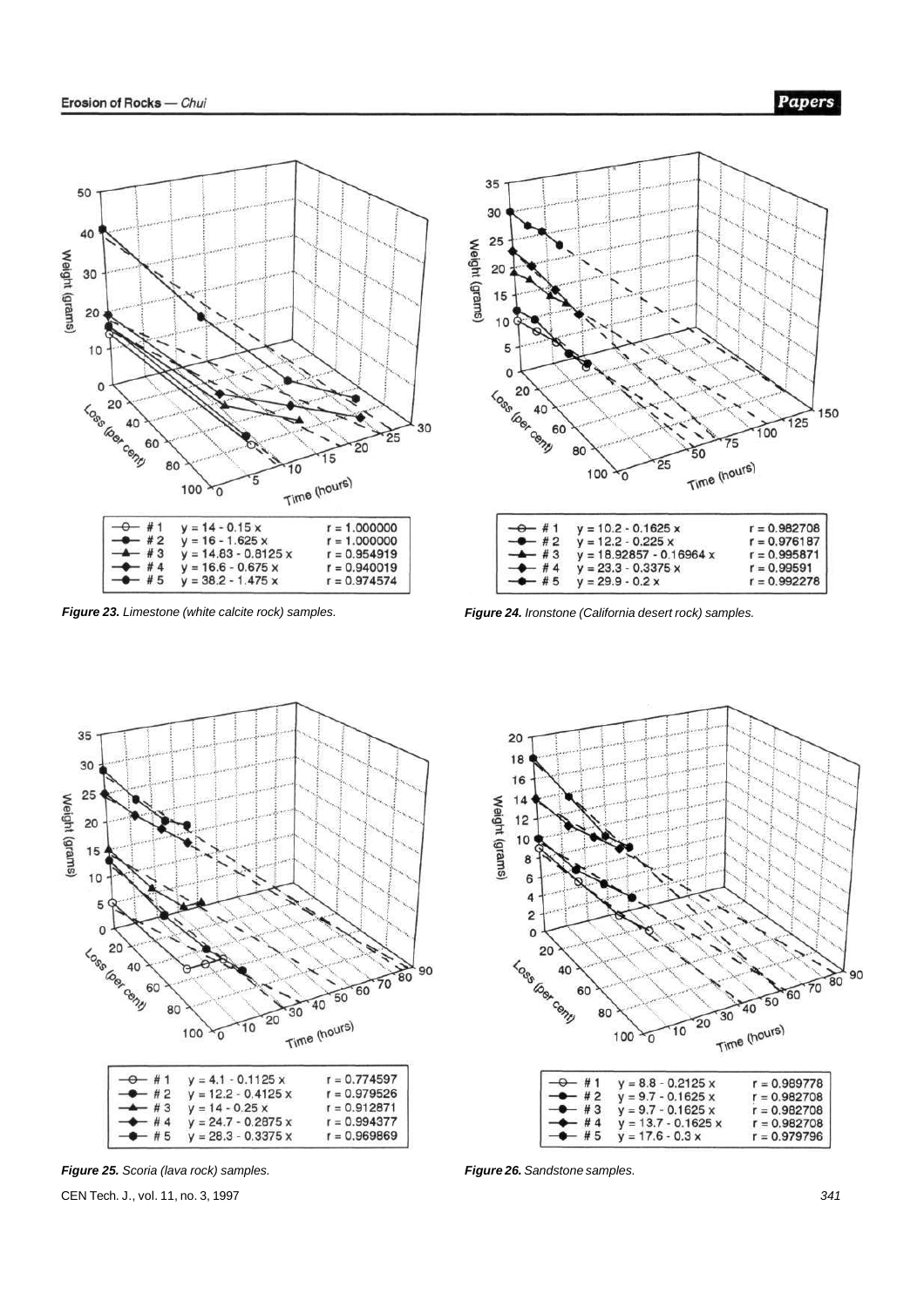| | Equation | r |
|---|---|---|
| #1 | $y = 14 - 0.15x$ | $r = 1.000000$ |
| #2 | $y = 16 - 1.625x$ | $r = 1.000000$ |
| #3 | $y = 14.83 - 0.8125x$ | $r = 0.954919$ |
| #4 | $y = 16.6 - 0.675x$ | $r = 0.940019$ |
| #5 | $y = 38.2 - 1.475x$ | $r = 0.974574$ |

*Figure 23. Limestone (white calcite rock) samples.*

| | Equation | r |
|---|---|---|
| #1 | $y = 10.2 - 0.1625x$ | $r = 0.982708$ |
| #2 | $y = 12.2 - 0.225x$ | $r = 0.976187$ |
| #3 | $y = 18.92857 - 0.16964x$ | $r = 0.995871$ |
| #4 | $y = 23.3 - 0.3375x$ | $r = 0.99591$ |
| #5 | $y = 29.9 - 0.2x$ | $r = 0.992278$ |

*Figure 24. Ironstone (California desert rock) samples.*

| | Equation | r |
|---|---|---|
| #1 | $y = 4.1 - 0.1125x$ | $r = 0.774597$ |
| #2 | $y = 12.2 - 0.4125x$ | $r = 0.979526$ |
| #3 | $y = 14 - 0.25x$ | $r = 0.912871$ |
| #4 | $y = 24.7 - 0.2875x$ | $r = 0.994377$ |
| #5 | $y = 28.3 - 0.3375x$ | $r = 0.969869$ |

*Figure 25. Scoria (lava rock) samples.*

| | Equation | r |
|---|---|---|
| #1 | $y = 8.8 - 0.2125x$ | $r = 0.989778$ |
| #2 | $y = 9.7 - 0.1625x$ | $r = 0.982708$ |
| #3 | $y = 9.7 - 0.1625x$ | $r = 0.982708$ |
| #4 | $y = 13.7 - 0.1625x$ | $r = 0.982708$ |
| #5 | $y = 17.6 - 0.3x$ | $r = 0.979796$ |

*Figure 26. Sandstone samples.*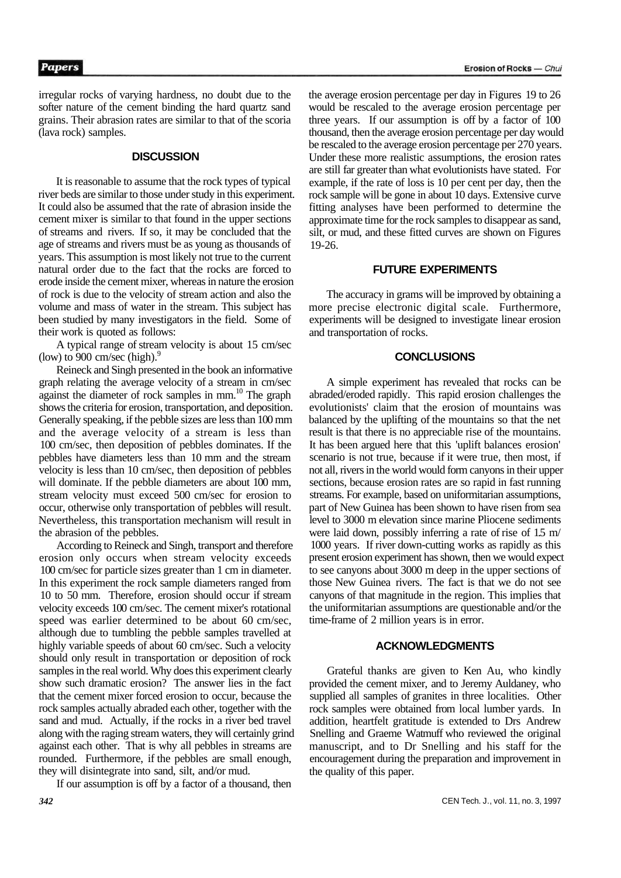irregular rocks of varying hardness, no doubt due to the softer nature of the cement binding the hard quartz sand grains. Their abrasion rates are similar to that of the scoria (lava rock) samples.

## DISCUSSION

It is reasonable to assume that the rock types of typical river beds are similar to those under study in this experiment. It could also be assumed that the rate of abrasion inside the cement mixer is similar to that found in the upper sections of streams and rivers. If so, it may be concluded that the age of streams and rivers must be as young as thousands of years. This assumption is most likely not true to the current natural order due to the fact that the rocks are forced to erode inside the cement mixer, whereas in nature the erosion of rock is due to the velocity of stream action and also the volume and mass of water in the stream. This subject has been studied by many investigators in the field. Some of their work is quoted as follows:

A typical range of stream velocity is about 15 cm/sec (low) to 900 cm/sec (high).[9]

Reineck and Singh presented in the book an informative graph relating the average velocity of a stream in cm/sec against the diameter of rock samples in mm.[10] The graph shows the criteria for erosion, transportation, and deposition. Generally speaking, if the pebble sizes are less than 100 mm and the average velocity of a stream is less than 100 cm/sec, then deposition of pebbles dominates. If the pebbles have diameters less than 10 mm and the stream velocity is less than 10 cm/sec, then deposition of pebbles will dominate. If the pebble diameters are about 100 mm, stream velocity must exceed 500 cm/sec for erosion to occur, otherwise only transportation of pebbles will result. Nevertheless, this transportation mechanism will result in the abrasion of the pebbles.

According to Reineck and Singh, transport and therefore erosion only occurs when stream velocity exceeds 100 cm/sec for particle sizes greater than 1 cm in diameter. In this experiment the rock sample diameters ranged from 10 to 50 mm. Therefore, erosion should occur if stream velocity exceeds 100 cm/sec. The cement mixer's rotational speed was earlier determined to be about 60 cm/sec, although due to tumbling the pebble samples travelled at highly variable speeds of about 60 cm/sec. Such a velocity should only result in transportation or deposition of rock samples in the real world. Why does this experiment clearly show such dramatic erosion? The answer lies in the fact that the cement mixer forced erosion to occur, because the rock samples actually abraded each other, together with the sand and mud. Actually, if the rocks in a river bed travel along with the raging stream waters, they will certainly grind against each other. That is why all pebbles in streams are rounded. Furthermore, if the pebbles are small enough, they will disintegrate into sand, silt, and/or mud.

If our assumption is off by a factor of a thousand, then the average erosion percentage per day in Figures 19 to 26 would be rescaled to the average erosion percentage per three years. If our assumption is off by a factor of 100 thousand, then the average erosion percentage per day would be rescaled to the average erosion percentage per 270 years. Under these more realistic assumptions, the erosion rates are still far greater than what evolutionists have stated. For example, if the rate of loss is 10 per cent per day, then the rock sample will be gone in about 10 days. Extensive curve fitting analyses have been performed to determine the approximate time for the rock samples to disappear as sand, silt, or mud, and these fitted curves are shown on Figures 19-26.

## FUTURE EXPERIMENTS

The accuracy in grams will be improved by obtaining a more precise electronic digital scale. Furthermore, experiments will be designed to investigate linear erosion and transportation of rocks.

## CONCLUSIONS

A simple experiment has revealed that rocks can be abraded/eroded rapidly. This rapid erosion challenges the evolutionists' claim that the erosion of mountains was balanced by the uplifting of the mountains so that the net result is that there is no appreciable rise of the mountains. It has been argued here that this 'uplift balances erosion' scenario is not true, because if it were true, then most, if not all, rivers in the world would form canyons in their upper sections, because erosion rates are so rapid in fast running streams. For example, based on uniformitarian assumptions, part of New Guinea has been shown to have risen from sea level to 3000 m elevation since marine Pliocene sediments were laid down, possibly inferring a rate of rise of 1.5 m/1000 years. If river down-cutting works as rapidly as this present erosion experiment has shown, then we would expect to see canyons about 3000 m deep in the upper sections of those New Guinea rivers. The fact is that we do not see canyons of that magnitude in the region. This implies that the uniformitarian assumptions are questionable and/or the time-frame of 2 million years is in error.

## ACKNOWLEDGMENTS

Grateful thanks are given to Ken Au, who kindly provided the cement mixer, and to Jeremy Auldaney, who supplied all samples of granites in three localities. Other rock samples were obtained from local lumber yards. In addition, heartfelt gratitude is extended to Drs Andrew Snelling and Graeme Watmuff who reviewed the original manuscript, and to Dr Snelling and his staff for the encouragement during the preparation and improvement in the quality of this paper.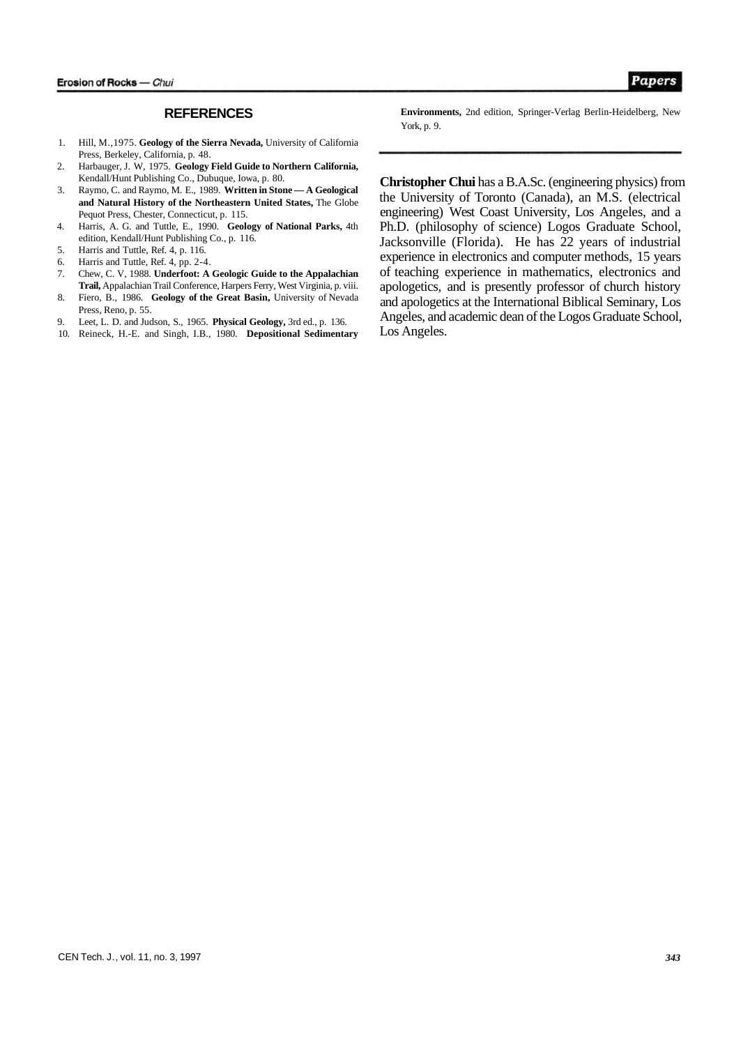## REFERENCES

1. Hill, M.,1975. **Geology of the Sierra Nevada,** University of California Press, Berkeley, California, p. 48.
2. Harbauger, J. W, 1975. **Geology Field Guide to Northern California,** Kendall/Hunt Publishing Co., Dubuque, Iowa, p. 80.
3. Raymo, C. and Raymo, M. E., 1989. **Written in Stone — A Geological and Natural History of the Northeastern United States,** The Globe Pequot Press, Chester, Connecticut, p. 115.
4. Harris, A. G. and Tuttle, E., 1990. **Geology of National Parks,** 4th edition, Kendall/Hunt Publishing Co., p. 116.
5. Harris and Tuttle, Ref. 4, p. 116.
6. Harris and Tuttle, Ref. 4, pp. 2-4.
7. Chew, C. V, 1988. **Underfoot: A Geologic Guide to the Appalachian Trail,** Appalachian Trail Conference, Harpers Ferry, West Virginia, p. viii.
8. Fiero, B., 1986. **Geology of the Great Basin,** University of Nevada Press, Reno, p. 55.
9. Leet, L. D. and Judson, S., 1965. **Physical Geology,** 3rd ed., p. 136.
10. Reineck, H.-E. and Singh, I.B., 1980. **Depositional Sedimentary Environments,** 2nd edition, Springer-Verlag Berlin-Heidelberg, New York, p. 9.

---

**Christopher Chui** has a B.A.Sc. (engineering physics) from the University of Toronto (Canada), an M.S. (electrical engineering) West Coast University, Los Angeles, and a Ph.D. (philosophy of science) Logos Graduate School, Jacksonville (Florida). He has 22 years of industrial experience in electronics and computer methods, 15 years of teaching experience in mathematics, electronics and apologetics, and is presently professor of church history and apologetics at the International Biblical Seminary, Los Angeles, and academic dean of the Logos Graduate School, Los Angeles.